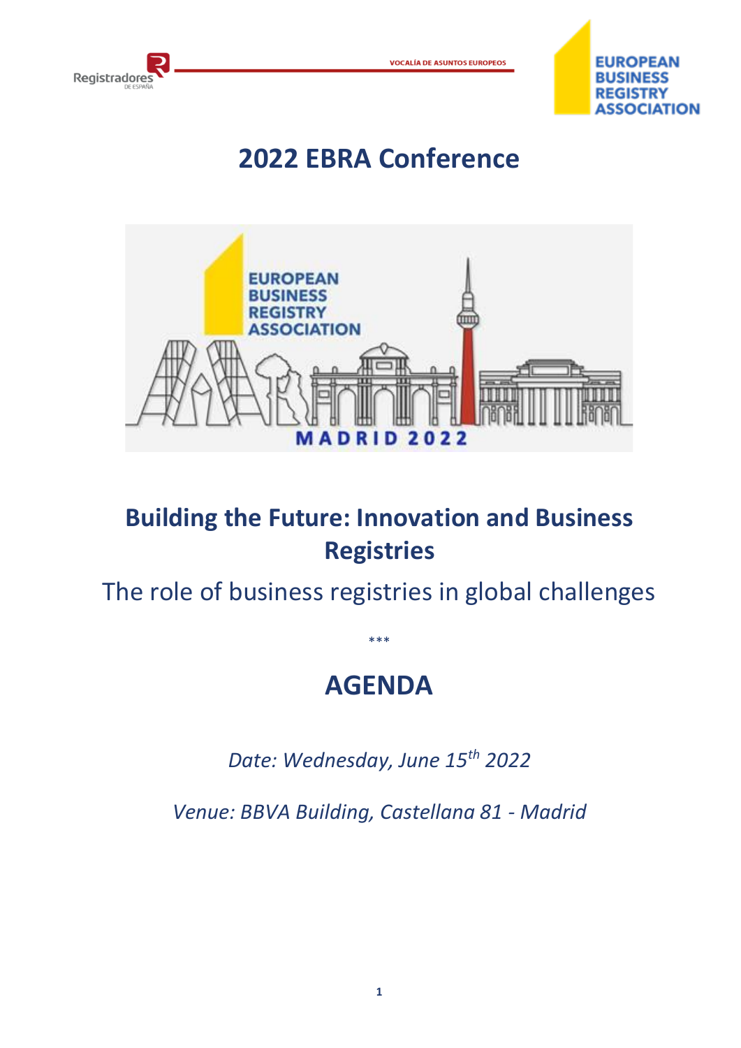# 2022 EBRA Conference

## Building the Future: Innovation and Business Registries

The role of business registries in global challenges

\*\*\*

# AGENDA

*Date: Wednesday, June 15th 2022*

*Venue: BBVA Building, Castellana 81 - Madrid*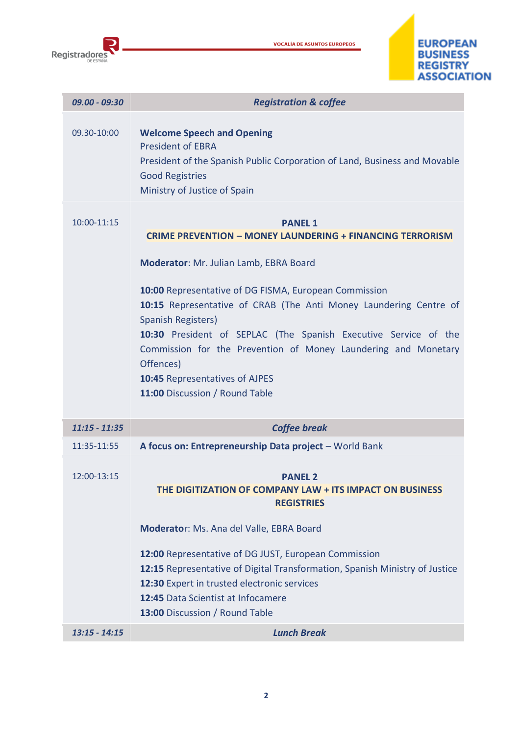| 09.00 - 09:30 | *Registration & coffee* |
|---|---|
| 09.30-10:00 | **Welcome Speech and Opening**<br>President of EBRA<br>President of the Spanish Public Corporation of Land, Business and Movable Good Registries<br>Ministry of Justice of Spain |
| 10:00-11:15 | **PANEL 1**<br>**CRIME PREVENTION – MONEY LAUNDERING + FINANCING TERRORISM**<br><br>**Moderator**: Mr. Julian Lamb, EBRA Board<br><br>**10:00** Representative of DG FISMA, European Commission<br>**10:15** Representative of CRAB (The Anti Money Laundering Centre of Spanish Registers)<br>**10:30** President of SEPLAC (The Spanish Executive Service of the Commission for the Prevention of Money Laundering and Monetary Offences)<br>**10:45** Representatives of AJPES<br>**11:00** Discussion / Round Table |
| *11:15 - 11:35* | *Coffee break* |
| 11:35-11:55 | **A focus on: Entrepreneurship Data project** – World Bank |
| 12:00-13:15 | **PANEL 2**<br>**THE DIGITIZATION OF COMPANY LAW + ITS IMPACT ON BUSINESS REGISTRIES**<br><br>**Moderator**: Ms. Ana del Valle, EBRA Board<br><br>**12:00** Representative of DG JUST, European Commission<br>**12:15** Representative of Digital Transformation, Spanish Ministry of Justice<br>**12:30** Expert in trusted electronic services<br>**12:45** Data Scientist at Infocamere<br>**13:00** Discussion / Round Table |
| *13:15 - 14:15* | *Lunch Break* |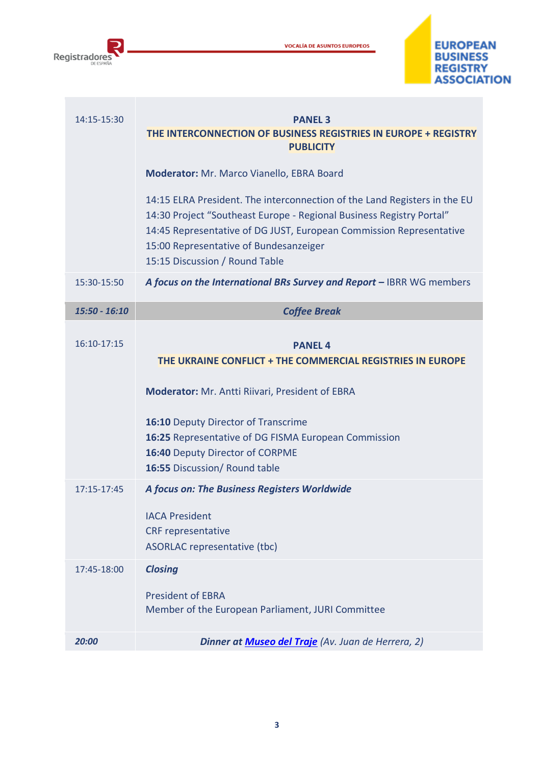| | |
|---|---|
| 14:15-15:30 | **PANEL 3**<br>**THE INTERCONNECTION OF BUSINESS REGISTRIES IN EUROPE + REGISTRY PUBLICITY**<br><br>**Moderator:** Mr. Marco Vianello, EBRA Board<br><br>14:15 ELRA President. The interconnection of the Land Registers in the EU<br>14:30 Project "Southeast Europe - Regional Business Registry Portal"<br>14:45 Representative of DG JUST, European Commission Representative<br>15:00 Representative of Bundesanzeiger<br>15:15 Discussion / Round Table |
| 15:30-15:50 | ***A focus on the International BRs Survey and Report –*** IBRR WG members |
| ***15:50 - 16:10*** | ***Coffee Break*** |
| 16:10-17:15 | **PANEL 4**<br>**THE UKRAINE CONFLICT + THE COMMERCIAL REGISTRIES IN EUROPE**<br><br>**Moderator:** Mr. Antti Riivari, President of EBRA<br><br>**16:10** Deputy Director of Transcrime<br>**16:25** Representative of DG FISMA European Commission<br>**16:40** Deputy Director of CORPME<br>**16:55** Discussion/ Round table |
| 17:15-17:45 | ***A focus on: The Business Registers Worldwide***<br><br>IACA President<br>CRF representative<br>ASORLAC representative (tbc) |
| 17:45-18:00 | ***Closing***<br><br>President of EBRA<br>Member of the European Parliament, JURI Committee |
| ***20:00*** | ***Dinner at Museo del Traje*** *(Av. Juan de Herrera, 2)* |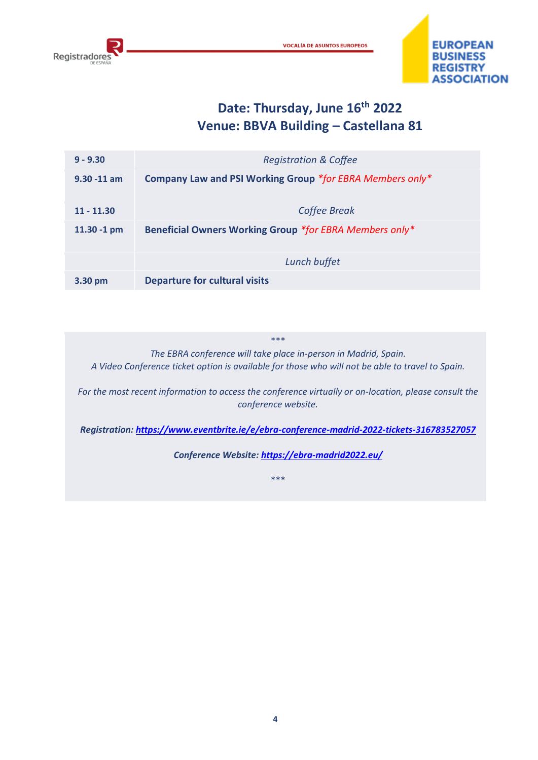VOCALÍA DE ASUNTOS EUROPEOS

## Date: Thursday, June 16th 2022
## Venue: BBVA Building – Castellana 81

| | |
|---|---|
| **9 - 9.30** | *Registration & Coffee* |
| **9.30 -11 am** | **Company Law and PSI Working Group** *\*for EBRA Members only\** |
| **11 - 11.30** | *Coffee Break* |
| **11.30 -1 pm** | **Beneficial Owners Working Group** *\*for EBRA Members only\** |
| | *Lunch buffet* |
| **3.30 pm** | **Departure for cultural visits** |

\*\*\*

*The EBRA conference will take place in-person in Madrid, Spain.*
*A Video Conference ticket option is available for those who will not be able to travel to Spain.*

*For the most recent information to access the conference virtually or on-location, please consult the conference website.*

***Registration: https://www.eventbrite.ie/e/ebra-conference-madrid-2022-tickets-316783527057***

***Conference Website: https://ebra-madrid2022.eu/***

\*\*\*